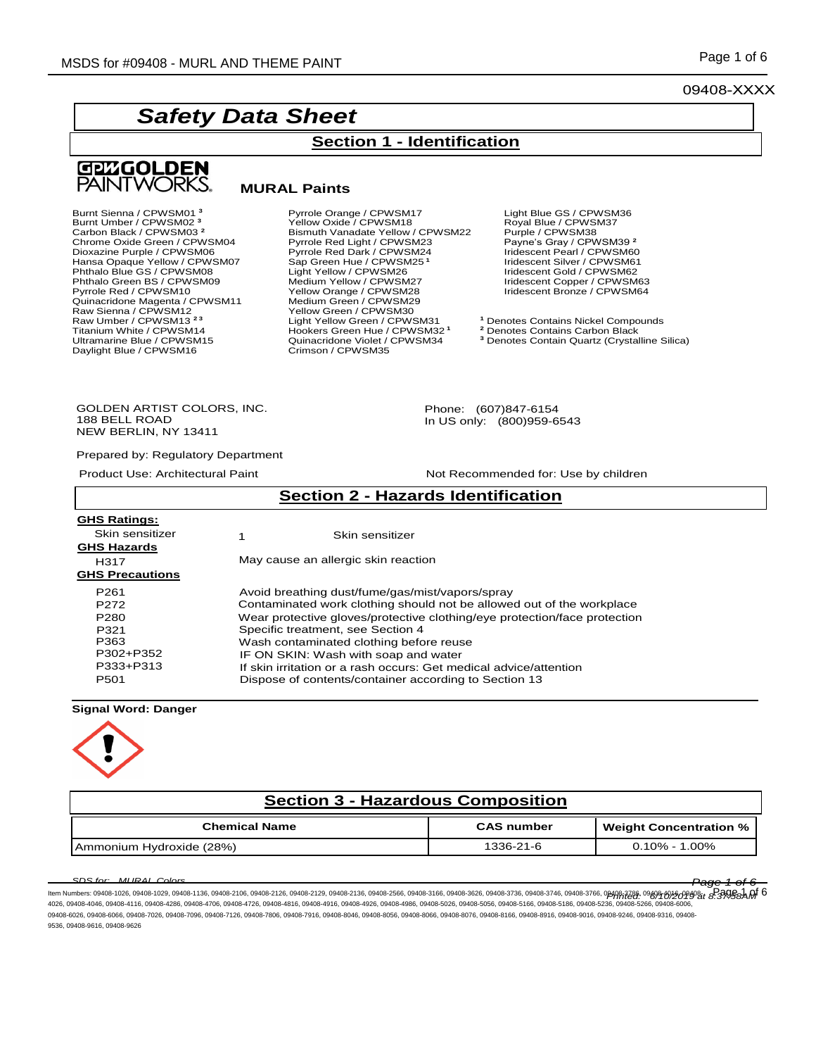09408-XXXX

# Safety Data Sheet

## Section 1 - Identification

GOLDEN PAINTWORKS

**MURAL Paints**

Burnt Sienna / CPWSM01 [3]
Burnt Umber / CPWSM02 [3]
Carbon Black / CPWSM03 [2]
Chrome Oxide Green / CPWSM04
Dioxazine Purple / CPWSM06
Hansa Opaque Yellow / CPWSM07
Phthalo Blue GS / CPWSM08
Phthalo Green BS / CPWSM09
Pyrrole Red / CPWSM10
Quinacridone Magenta / CPWSM11
Raw Sienna / CPWSM12
Raw Umber / CPWSM13 [2,3]
Titanium White / CPWSM14
Ultramarine Blue / CPWSM15
Daylight Blue / CPWSM16
Pyrrole Orange / CPWSM17
Yellow Oxide / CPWSM18
Bismuth Vanadate Yellow / CPWSM22
Pyrrole Red Light / CPWSM23
Pyrrole Red Dark / CPWSM24
Sap Green Hue / CPWSM25 [1]
Light Yellow / CPWSM26
Medium Yellow / CPWSM27
Yellow Orange / CPWSM28
Medium Green / CPWSM29
Yellow Green / CPWSM30
Light Yellow Green / CPWSM31
Hookers Green Hue / CPWSM32 [1]
Quinacridone Violet / CPWSM34
Crimson / CPWSM35
Light Blue GS / CPWSM36
Royal Blue / CPWSM37
Purple / CPWSM38
Payne's Gray / CPWSM39 [2]
Iridescent Pearl / CPWSM60
Iridescent Silver / CPWSM61
Iridescent Gold / CPWSM62
Iridescent Copper / CPWSM63
Iridescent Bronze / CPWSM64

[1] Denotes Contains Nickel Compounds
[2] Denotes Contains Carbon Black
[3] Denotes Contain Quartz (Crystalline Silica)

GOLDEN ARTIST COLORS, INC.
188 BELL ROAD
NEW BERLIN, NY 13411

Phone: (607)847-6154
In US only: (800)959-6543

Prepared by: Regulatory Department

Product Use: Architectural Paint

Not Recommended for: Use by children

## Section 2 - Hazards Identification

**GHS Ratings:**

| | | |
|---|---|---|
| Skin sensitizer | 1 | Skin sensitizer |

**GHS Hazards**

| | |
|---|---|
| H317 | May cause an allergic skin reaction |

**GHS Precautions**

| | |
|---|---|
| P261 | Avoid breathing dust/fume/gas/mist/vapors/spray |
| P272 | Contaminated work clothing should not be allowed out of the workplace |
| P280 | Wear protective gloves/protective clothing/eye protection/face protection |
| P321 | Specific treatment, see Section 4 |
| P363 | Wash contaminated clothing before reuse |
| P302+P352 | IF ON SKIN: Wash with soap and water |
| P333+P313 | If skin irritation or a rash occurs: Get medical advice/attention |
| P501 | Dispose of contents/container according to Section 13 |

**Signal Word: Danger**

## Section 3 - Hazardous Composition

| Chemical Name | CAS number | Weight Concentration % |
|---|---|---|
| Ammonium Hydroxide (28%) | 1336-21-6 | 0.10% - 1.00% |

Item Numbers: 09408-1026, 09408-1029, 09408-1136, 09408-2106, 09408-2126, 09408-2129, 09408-2136, 09408-2566, 09408-3166, 09408-3626, 09408-3736, 09408-3746, 09408-3766, 09408-3786, 09408-4016, 09408-4026, 09408-4046, 09408-4116, 09408-4286, 09408-4706, 09408-4726, 09408-4816, 09408-4916, 09408-4926, 09408-4986, 09408-5026, 09408-5056, 09408-5166, 09408-5186, 09408-5236, 09408-5266, 09408-6006, 09408-6026, 09408-6066, 09408-7026, 09408-7096, 09408-7126, 09408-7806, 09408-7916, 09408-8046, 09408-8056, 09408-8066, 09408-8076, 09408-8166, 09408-8916, 09408-9016, 09408-9246, 09408-9316, 09408-9536, 09408-9616, 09408-9626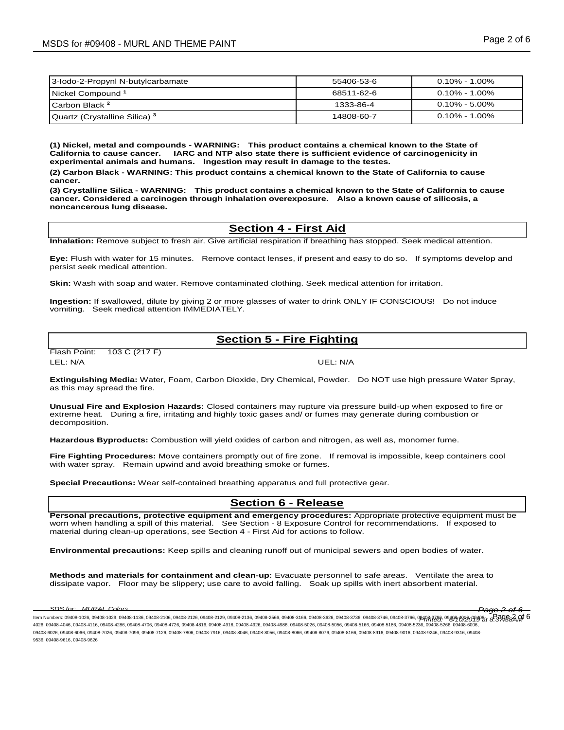| | | |
|---|---|---|
| 3-Iodo-2-Propynl N-butylcarbamate | 55406-53-6 | 0.10% - 1.00% |
| Nickel Compound [1] | 68511-62-6 | 0.10% - 1.00% |
| Carbon Black [2] | 1333-86-4 | 0.10% - 5.00% |
| Quartz (Crystalline Silica) [3] | 14808-60-7 | 0.10% - 1.00% |

**(1) Nickel, metal and compounds - WARNING: This product contains a chemical known to the State of California to cause cancer. IARC and NTP also state there is sufficient evidence of carcinogenicity in experimental animals and humans. Ingestion may result in damage to the testes.**

**(2) Carbon Black - WARNING: This product contains a chemical known to the State of California to cause cancer.**

**(3) Crystalline Silica - WARNING: This product contains a chemical known to the State of California to cause cancer. Considered a carcinogen through inhalation overexposure. Also a known cause of silicosis, a noncancerous lung disease.**

## Section 4 - First Aid

**Inhalation:** Remove subject to fresh air. Give artificial respiration if breathing has stopped. Seek medical attention.

**Eye:** Flush with water for 15 minutes. Remove contact lenses, if present and easy to do so. If symptoms develop and persist seek medical attention.

**Skin:** Wash with soap and water. Remove contaminated clothing. Seek medical attention for irritation.

**Ingestion:** If swallowed, dilute by giving 2 or more glasses of water to drink ONLY IF CONSCIOUS! Do not induce vomiting. Seek medical attention IMMEDIATELY.

## Section 5 - Fire Fighting

Flash Point: 103 C (217 F)

LEL: N/A UEL: N/A

**Extinguishing Media:** Water, Foam, Carbon Dioxide, Dry Chemical, Powder. Do NOT use high pressure Water Spray, as this may spread the fire.

**Unusual Fire and Explosion Hazards:** Closed containers may rupture via pressure build-up when exposed to fire or extreme heat. During a fire, irritating and highly toxic gases and/ or fumes may generate during combustion or decomposition.

**Hazardous Byproducts:** Combustion will yield oxides of carbon and nitrogen, as well as, monomer fume.

**Fire Fighting Procedures:** Move containers promptly out of fire zone. If removal is impossible, keep containers cool with water spray. Remain upwind and avoid breathing smoke or fumes.

**Special Precautions:** Wear self-contained breathing apparatus and full protective gear.

## Section 6 - Release

**Personal precautions, protective equipment and emergency procedures:** Appropriate protective equipment must be worn when handling a spill of this material. See Section - 8 Exposure Control for recommendations. If exposed to material during clean-up operations, see Section 4 - First Aid for actions to follow.

**Environmental precautions:** Keep spills and cleaning runoff out of municipal sewers and open bodies of water.

**Methods and materials for containment and clean-up:** Evacuate personnel to safe areas. Ventilate the area to dissipate vapor. Floor may be slippery; use care to avoid falling. Soak up spills with inert absorbent material.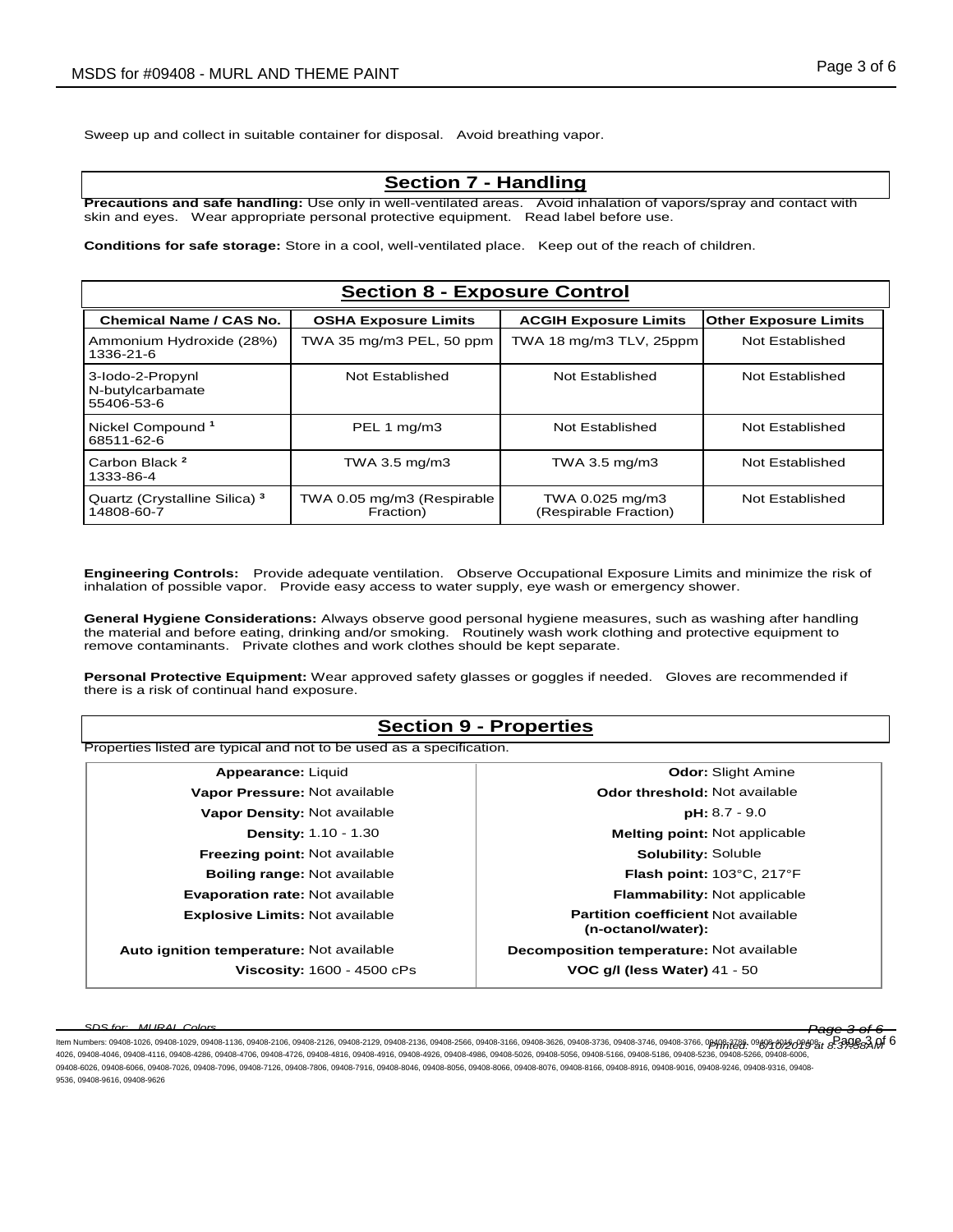Sweep up and collect in suitable container for disposal. Avoid breathing vapor.

## Section 7 - Handling

**Precautions and safe handling:** Use only in well-ventilated areas. Avoid inhalation of vapors/spray and contact with skin and eyes. Wear appropriate personal protective equipment. Read label before use.

**Conditions for safe storage:** Store in a cool, well-ventilated place. Keep out of the reach of children.

## Section 8 - Exposure Control

| Chemical Name / CAS No. | OSHA Exposure Limits | ACGIH Exposure Limits | Other Exposure Limits |
|---|---|---|---|
| Ammonium Hydroxide (28%) 1336-21-6 | TWA 35 mg/m3 PEL, 50 ppm | TWA 18 mg/m3 TLV, 25ppm | Not Established |
| 3-Iodo-2-Propynl N-butylcarbamate 55406-53-6 | Not Established | Not Established | Not Established |
| Nickel Compound [1] 68511-62-6 | PEL 1 mg/m3 | Not Established | Not Established |
| Carbon Black [2] 1333-86-4 | TWA 3.5 mg/m3 | TWA 3.5 mg/m3 | Not Established |
| Quartz (Crystalline Silica) [3] 14808-60-7 | TWA 0.05 mg/m3 (Respirable Fraction) | TWA 0.025 mg/m3 (Respirable Fraction) | Not Established |

**Engineering Controls:** Provide adequate ventilation. Observe Occupational Exposure Limits and minimize the risk of inhalation of possible vapor. Provide easy access to water supply, eye wash or emergency shower.

**General Hygiene Considerations:** Always observe good personal hygiene measures, such as washing after handling the material and before eating, drinking and/or smoking. Routinely wash work clothing and protective equipment to remove contaminants. Private clothes and work clothes should be kept separate.

**Personal Protective Equipment:** Wear approved safety glasses or goggles if needed. Gloves are recommended if there is a risk of continual hand exposure.

## Section 9 - Properties

Properties listed are typical and not to be used as a specification.

| Property | Value | Property | Value |
|---|---|---|---|
| **Appearance:** | Liquid | **Odor:** | Slight Amine |
| **Vapor Pressure:** | Not available | **Odor threshold:** | Not available |
| **Vapor Density:** | Not available | **pH:** | 8.7 - 9.0 |
| **Density:** | 1.10 - 1.30 | **Melting point:** | Not applicable |
| **Freezing point:** | Not available | **Solubility:** | Soluble |
| **Boiling range:** | Not available | **Flash point:** | 103°C, 217°F |
| **Evaporation rate:** | Not available | **Flammability:** | Not applicable |
| **Explosive Limits:** | Not available | **Partition coefficient (n-octanol/water):** | Not available |
| **Auto ignition temperature:** | Not available | **Decomposition temperature:** | Not available |
| **Viscosity:** | 1600 - 4500 cPs | **VOC g/l (less Water)** | 41 - 50 |

Item Numbers: 09408-1026, 09408-1029, 09408-1136, 09408-2106, 09408-2126, 09408-2129, 09408-2136, 09408-2566, 09408-3166, 09408-3626, 09408-3736, 09408-3746, 09408-3766, 09408-3786, 09408-4016, 09408-4026, 09408-4046, 09408-4116, 09408-4286, 09408-4706, 09408-4726, 09408-4816, 09408-4916, 09408-4926, 09408-4986, 09408-5026, 09408-5056, 09408-5166, 09408-5186, 09408-5236, 09408-5266, 09408-6006, 09408-6026, 09408-6066, 09408-7026, 09408-7096, 09408-7126, 09408-7806, 09408-7916, 09408-8046, 09408-8056, 09408-8066, 09408-8076, 09408-8166, 09408-8916, 09408-9016, 09408-9246, 09408-9316, 09408-9536, 09408-9616, 09408-9626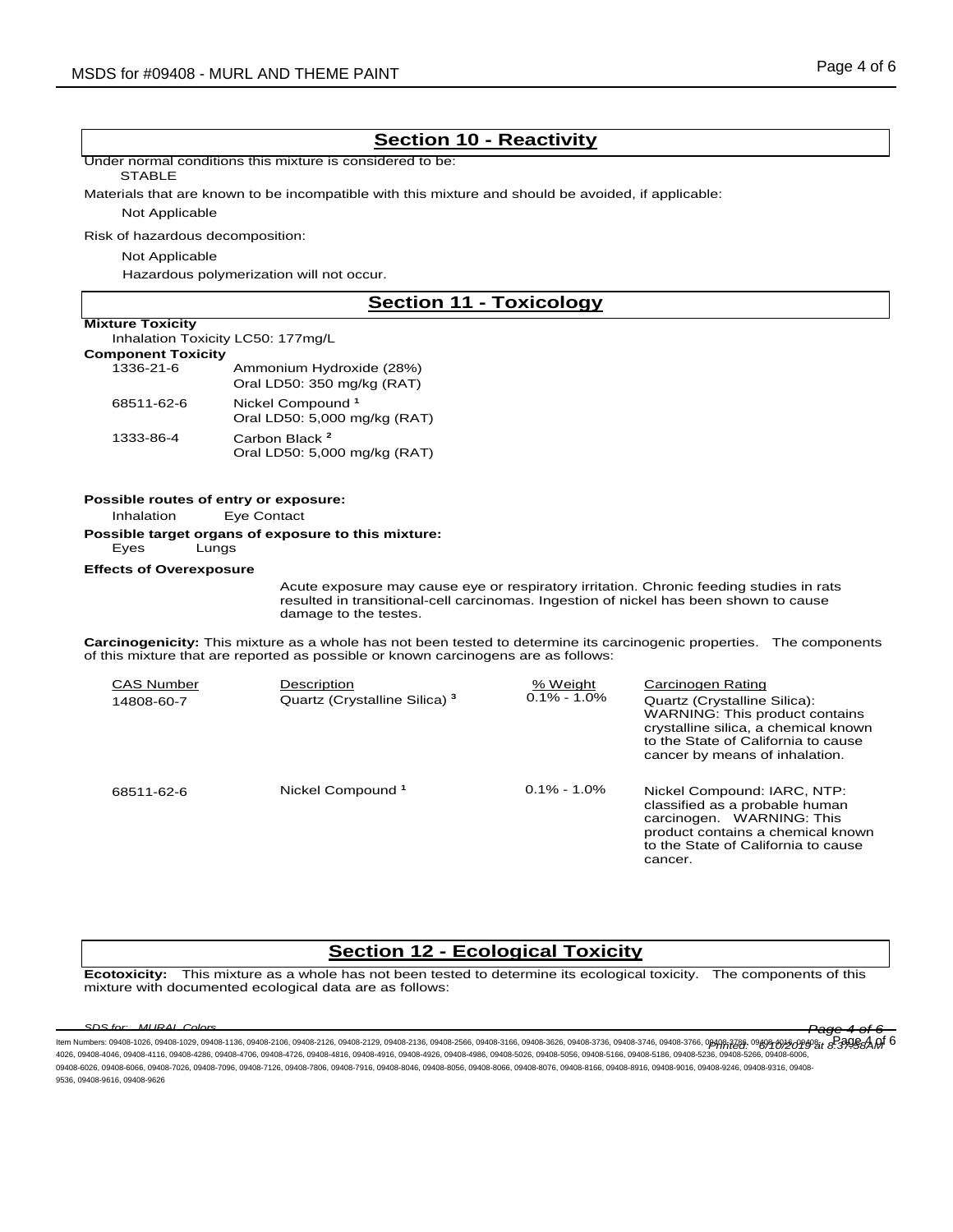## Section 10 - Reactivity

Under normal conditions this mixture is considered to be:

STABLE

Materials that are known to be incompatible with this mixture and should be avoided, if applicable:

Not Applicable

Risk of hazardous decomposition:

Not Applicable

Hazardous polymerization will not occur.

## Section 11 - Toxicology

**Mixture Toxicity**

Inhalation Toxicity LC50: 177mg/L

**Component Toxicity**

| | |
|---|---|
| 1336-21-6 | Ammonium Hydroxide (28%)<br>Oral LD50: 350 mg/kg (RAT) |
| 68511-62-6 | Nickel Compound [1]<br>Oral LD50: 5,000 mg/kg (RAT) |
| 1333-86-4 | Carbon Black [2]<br>Oral LD50: 5,000 mg/kg (RAT) |

**Possible routes of entry or exposure:**

Inhalation    Eye Contact

**Possible target organs of exposure to this mixture:**

Eyes    Lungs

**Effects of Overexposure**

Acute exposure may cause eye or respiratory irritation. Chronic feeding studies in rats resulted in transitional-cell carcinomas. Ingestion of nickel has been shown to cause damage to the testes.

**Carcinogenicity:** This mixture as a whole has not been tested to determine its carcinogenic properties. The components of this mixture that are reported as possible or known carcinogens are as follows:

| CAS Number | Description | % Weight | Carcinogen Rating |
|---|---|---|---|
| 14808-60-7 | Quartz (Crystalline Silica) [3] | 0.1% - 1.0% | Quartz (Crystalline Silica): WARNING: This product contains crystalline silica, a chemical known to the State of California to cause cancer by means of inhalation. |
| 68511-62-6 | Nickel Compound [1] | 0.1% - 1.0% | Nickel Compound: IARC, NTP: classified as a probable human carcinogen. WARNING: This product contains a chemical known to the State of California to cause cancer. |

## Section 12 - Ecological Toxicity

**Ecotoxicity:** This mixture as a whole has not been tested to determine its ecological toxicity. The components of this mixture with documented ecological data are as follows: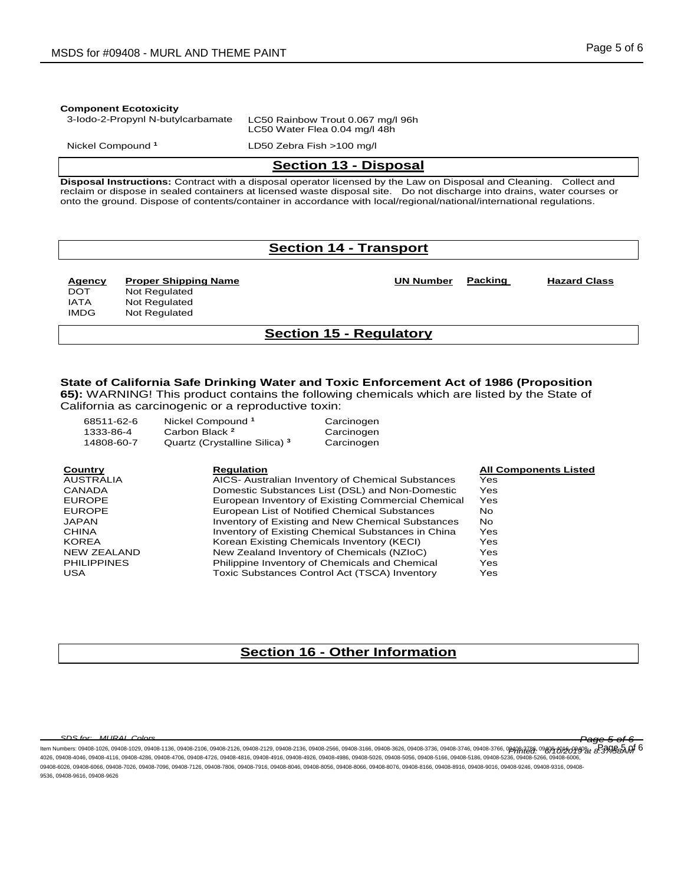**Component Ecotoxicity**

| | |
|---|---|
| 3-Iodo-2-Propynl N-butylcarbamate | LC50 Rainbow Trout 0.067 mg/l 96h<br>LC50 Water Flea 0.04 mg/l 48h |
| Nickel Compound [1] | LD50 Zebra Fish >100 mg/l |

## Section 13 - Disposal

**Disposal Instructions:** Contract with a disposal operator licensed by the Law on Disposal and Cleaning. Collect and reclaim or dispose in sealed containers at licensed waste disposal site. Do not discharge into drains, water courses or onto the ground. Dispose of contents/container in accordance with local/regional/national/international regulations.

## Section 14 - Transport

| Agency | Proper Shipping Name | UN Number | Packing | Hazard Class |
|---|---|---|---|---|
| DOT | Not Regulated | | | |
| IATA | Not Regulated | | | |
| IMDG | Not Regulated | | | |

## Section 15 - Regulatory

**State of California Safe Drinking Water and Toxic Enforcement Act of 1986 (Proposition 65):** WARNING! This product contains the following chemicals which are listed by the State of California as carcinogenic or a reproductive toxin:

| | | |
|---|---|---|
| 68511-62-6 | Nickel Compound [1] | Carcinogen |
| 1333-86-4 | Carbon Black [2] | Carcinogen |
| 14808-60-7 | Quartz (Crystalline Silica) [3] | Carcinogen |

| Country | Regulation | All Components Listed |
|---|---|---|
| AUSTRALIA | AICS- Australian Inventory of Chemical Substances | Yes |
| CANADA | Domestic Substances List (DSL) and Non-Domestic | Yes |
| EUROPE | European Inventory of Existing Commercial Chemical | Yes |
| EUROPE | European List of Notified Chemical Substances | No |
| JAPAN | Inventory of Existing and New Chemical Substances | No |
| CHINA | Inventory of Existing Chemical Substances in China | Yes |
| KOREA | Korean Existing Chemicals Inventory (KECI) | Yes |
| NEW ZEALAND | New Zealand Inventory of Chemicals (NZIoC) | Yes |
| PHILIPPINES | Philippine Inventory of Chemicals and Chemical | Yes |
| USA | Toxic Substances Control Act (TSCA) Inventory | Yes |

## Section 16 - Other Information

Item Numbers: 09408-1026, 09408-1029, 09408-1136, 09408-2106, 09408-2126, 09408-2129, 09408-2136, 09408-2566, 09408-3166, 09408-3626, 09408-3736, 09408-3746, 09408-3766, 09408-3786, 09408-4016, 09408-4026, 09408-4046, 09408-4116, 09408-4286, 09408-4706, 09408-4726, 09408-4816, 09408-4916, 09408-4926, 09408-4986, 09408-5026, 09408-5056, 09408-5166, 09408-5186, 09408-5236, 09408-5266, 09408-6006, 09408-6026, 09408-6066, 09408-7026, 09408-7096, 09408-7126, 09408-7806, 09408-7916, 09408-8046, 09408-8056, 09408-8066, 09408-8076, 09408-8166, 09408-8916, 09408-9016, 09408-9246, 09408-9316, 09408-9536, 09408-9616, 09408-9626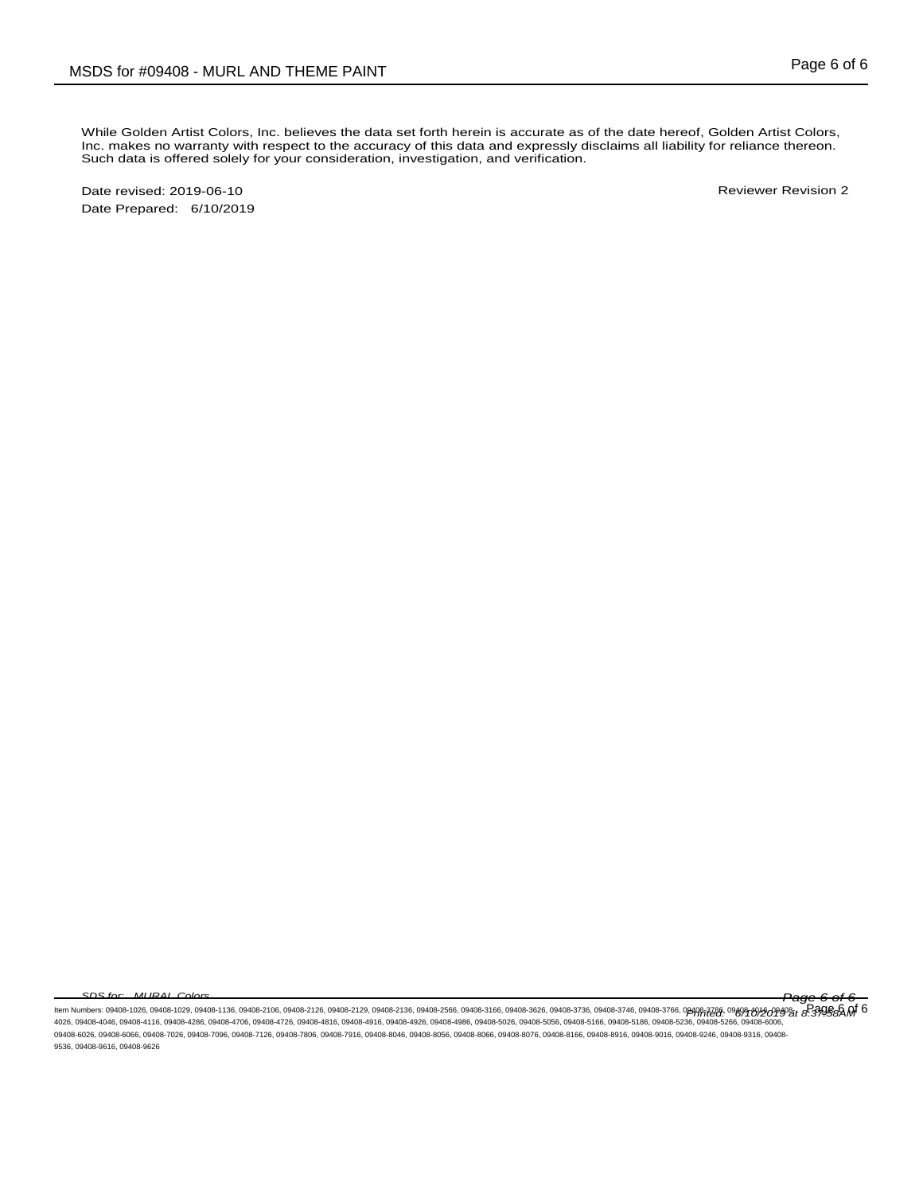While Golden Artist Colors, Inc. believes the data set forth herein is accurate as of the date hereof, Golden Artist Colors, Inc. makes no warranty with respect to the accuracy of this data and expressly disclaims all liability for reliance thereon. Such data is offered solely for your consideration, investigation, and verification.

Date revised: 2019-06-10

Reviewer Revision 2

Date Prepared: 6/10/2019

Item Numbers: 09408-1026, 09408-1029, 09408-1136, 09408-2106, 09408-2126, 09408-2129, 09408-2136, 09408-2566, 09408-3166, 09408-3626, 09408-3736, 09408-3746, 09408-3766, 09408-3786, 09408-4016, 09408-4026, 09408-4046, 09408-4116, 09408-4286, 09408-4706, 09408-4726, 09408-4816, 09408-4916, 09408-4926, 09408-4986, 09408-5026, 09408-5056, 09408-5166, 09408-5186, 09408-5236, 09408-5266, 09408-6006, 09408-6026, 09408-6066, 09408-7026, 09408-7096, 09408-7126, 09408-7806, 09408-7916, 09408-8046, 09408-8056, 09408-8066, 09408-8076, 09408-8166, 09408-8916, 09408-9016, 09408-9246, 09408-9316, 09408-9536, 09408-9616, 09408-9626